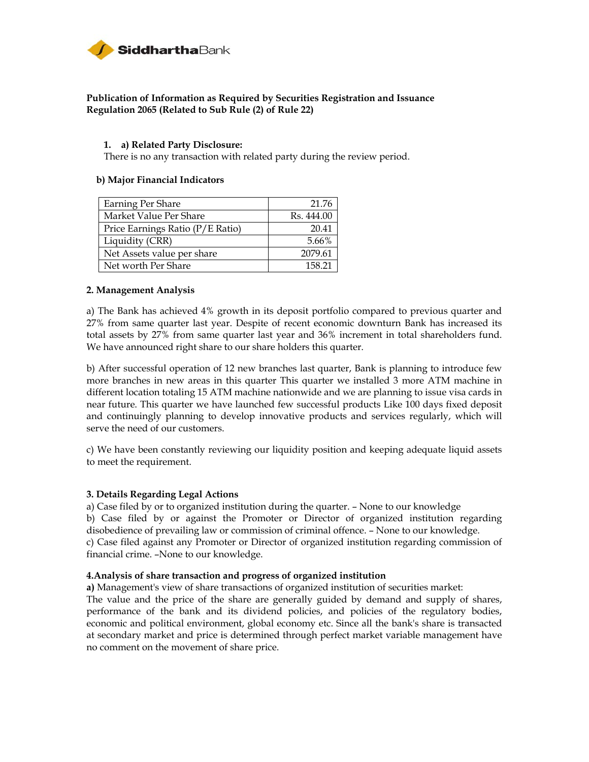**Siddhartha Bank**

**Publication of Information as Required by Securities Registration and Issuance Regulation 2065 (Related to Sub Rule (2) of Rule 22)**

**1. a) Related Party Disclosure:**

There is no any transaction with related party during the review period.

**b) Major Financial Indicators**

| Earning Per Share | 21.76 |
|---|---|
| Market Value Per Share | Rs. 444.00 |
| Price Earnings Ratio (P/E Ratio) | 20.41 |
| Liquidity (CRR) | 5.66% |
| Net Assets value per share | 2079.61 |
| Net worth Per Share | 158.21 |

**2. Management Analysis**

a) The Bank has achieved 4% growth in its deposit portfolio compared to previous quarter and 27% from same quarter last year. Despite of recent economic downturn Bank has increased its total assets by 27% from same quarter last year and 36% increment in total shareholders fund. We have announced right share to our share holders this quarter.

b) After successful operation of 12 new branches last quarter, Bank is planning to introduce few more branches in new areas in this quarter This quarter we installed 3 more ATM machine in different location totaling 15 ATM machine nationwide and we are planning to issue visa cards in near future. This quarter we have launched few successful products Like 100 days fixed deposit and continuingly planning to develop innovative products and services regularly, which will serve the need of our customers.

c) We have been constantly reviewing our liquidity position and keeping adequate liquid assets to meet the requirement.

**3. Details Regarding Legal Actions**

a) Case filed by or to organized institution during the quarter. – None to our knowledge

b) Case filed by or against the Promoter or Director of organized institution regarding disobedience of prevailing law or commission of criminal offence. – None to our knowledge.

c) Case filed against any Promoter or Director of organized institution regarding commission of financial crime. –None to our knowledge.

**4.Analysis of share transaction and progress of organized institution**

**a)** Management's view of share transactions of organized institution of securities market:

The value and the price of the share are generally guided by demand and supply of shares, performance of the bank and its dividend policies, and policies of the regulatory bodies, economic and political environment, global economy etc. Since all the bank's share is transacted at secondary market and price is determined through perfect market variable management have no comment on the movement of share price.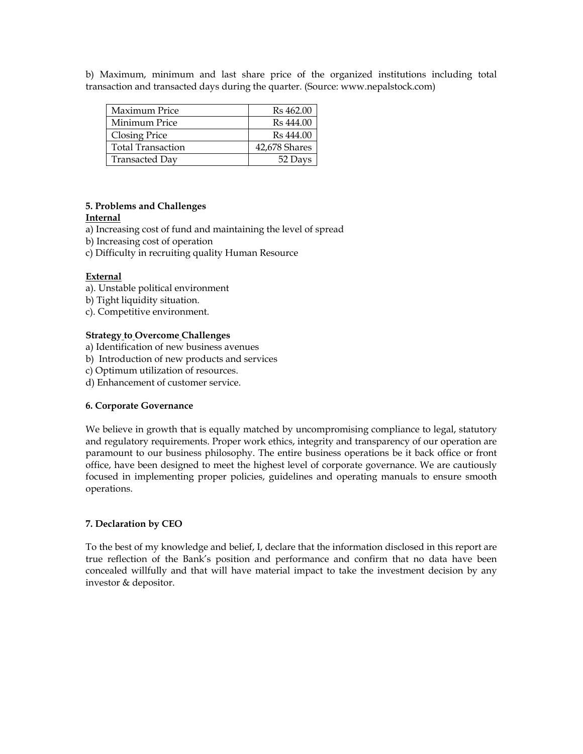b) Maximum, minimum and last share price of the organized institutions including total transaction and transacted days during the quarter. (Source: www.nepalstock.com)

| | |
|---|---|
| Maximum Price | Rs 462.00 |
| Minimum Price | Rs 444.00 |
| Closing Price | Rs 444.00 |
| Total Transaction | 42,678 Shares |
| Transacted Day | 52 Days |

**5. Problems and Challenges**

**Internal**

a) Increasing cost of fund and maintaining the level of spread
b) Increasing cost of operation
c) Difficulty in recruiting quality Human Resource

**External**

a). Unstable political environment
b) Tight liquidity situation.
c). Competitive environment.

**Strategy to Overcome Challenges**

a) Identification of new business avenues
b) Introduction of new products and services
c) Optimum utilization of resources.
d) Enhancement of customer service.

**6. Corporate Governance**

We believe in growth that is equally matched by uncompromising compliance to legal, statutory and regulatory requirements. Proper work ethics, integrity and transparency of our operation are paramount to our business philosophy. The entire business operations be it back office or front office, have been designed to meet the highest level of corporate governance. We are cautiously focused in implementing proper policies, guidelines and operating manuals to ensure smooth operations.

**7. Declaration by CEO**

To the best of my knowledge and belief, I, declare that the information disclosed in this report are true reflection of the Bank's position and performance and confirm that no data have been concealed willfully and that will have material impact to take the investment decision by any investor & depositor.